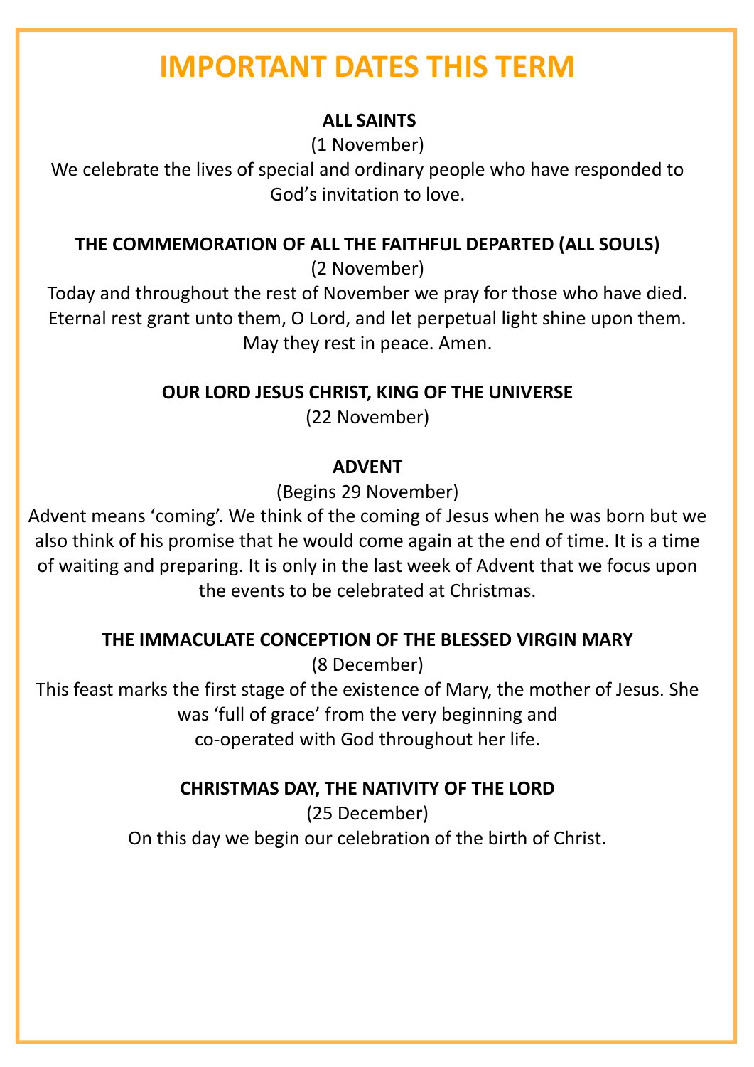# IMPORTANT DATES THIS TERM

**ALL SAINTS**

(1 November)

We celebrate the lives of special and ordinary people who have responded to God's invitation to love.

**THE COMMEMORATION OF ALL THE FAITHFUL DEPARTED (ALL SOULS)**

(2 November)

Today and throughout the rest of November we pray for those who have died. Eternal rest grant unto them, O Lord, and let perpetual light shine upon them. May they rest in peace. Amen.

**OUR LORD JESUS CHRIST, KING OF THE UNIVERSE**

(22 November)

**ADVENT**

(Begins 29 November)

Advent means 'coming'. We think of the coming of Jesus when he was born but we also think of his promise that he would come again at the end of time. It is a time of waiting and preparing. It is only in the last week of Advent that we focus upon the events to be celebrated at Christmas.

**THE IMMACULATE CONCEPTION OF THE BLESSED VIRGIN MARY**

(8 December)

This feast marks the first stage of the existence of Mary, the mother of Jesus. She was 'full of grace' from the very beginning and co-operated with God throughout her life.

**CHRISTMAS DAY, THE NATIVITY OF THE LORD**

(25 December)

On this day we begin our celebration of the birth of Christ.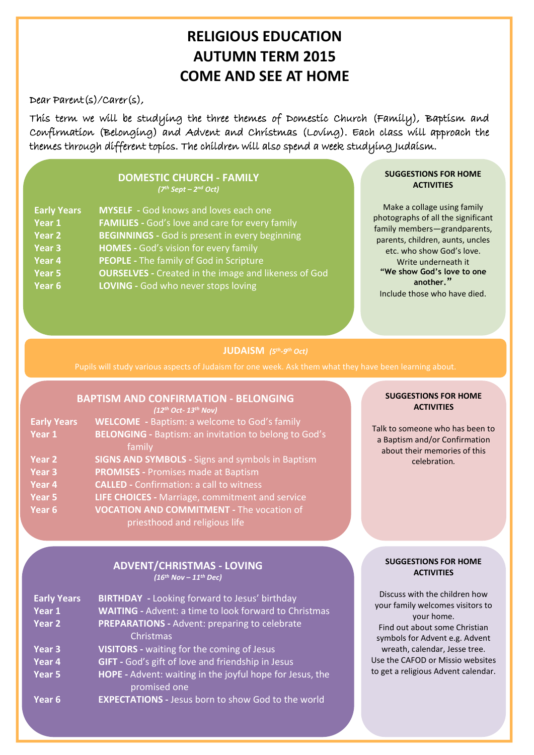# RELIGIOUS EDUCATION
# AUTUMN TERM 2015
# COME AND SEE AT HOME

Dear Parent(s)/Carer(s),

This term we will be studying the three themes of Domestic Church (Family), Baptism and Confirmation (Belonging) and Advent and Christmas (Loving). Each class will approach the themes through different topics. The children will also spend a week studying Judaism.

## DOMESTIC CHURCH - FAMILY

*(7th Sept – 2nd Oct)*

| | |
|---|---|
| **Early Years** | **MYSELF** - God knows and loves each one |
| **Year 1** | **FAMILIES** - God's love and care for every family |
| **Year 2** | **BEGINNINGS** - God is present in every beginning |
| **Year 3** | **HOMES** - God's vision for every family |
| **Year 4** | **PEOPLE** - The family of God in Scripture |
| **Year 5** | **OURSELVES** - Created in the image and likeness of God |
| **Year 6** | **LOVING** - God who never stops loving |

### SUGGESTIONS FOR HOME ACTIVITIES

Make a collage using family photographs of all the significant family members—grandparents, parents, children, aunts, uncles etc. who show God's love.
Write underneath it
**"We show God's love to one another."**
Include those who have died.

## JUDAISM *(5th-9th Oct)*

Pupils will study various aspects of Judaism for one week. Ask them what they have been learning about.

## BAPTISM AND CONFIRMATION - BELONGING

*(12th Oct- 13th Nov)*

| | |
|---|---|
| **Early Years** | **WELCOME** - Baptism: a welcome to God's family |
| **Year 1** | **BELONGING** - Baptism: an invitation to belong to God's family |
| **Year 2** | **SIGNS AND SYMBOLS** - Signs and symbols in Baptism |
| **Year 3** | **PROMISES** - Promises made at Baptism |
| **Year 4** | **CALLED** - Confirmation: a call to witness |
| **Year 5** | **LIFE CHOICES** - Marriage, commitment and service |
| **Year 6** | **VOCATION AND COMMITMENT** - The vocation of priesthood and religious life |

### SUGGESTIONS FOR HOME ACTIVITIES

Talk to someone who has been to a Baptism and/or Confirmation about their memories of this celebration.

## ADVENT/CHRISTMAS - LOVING

*(16th Nov – 11th Dec)*

| | |
|---|---|
| **Early Years** | **BIRTHDAY** - Looking forward to Jesus' birthday |
| **Year 1** | **WAITING** - Advent: a time to look forward to Christmas |
| **Year 2** | **PREPARATIONS** - Advent: preparing to celebrate Christmas |
| **Year 3** | **VISITORS** - waiting for the coming of Jesus |
| **Year 4** | **GIFT** - God's gift of love and friendship in Jesus |
| **Year 5** | **HOPE** - Advent: waiting in the joyful hope for Jesus, the promised one |
| **Year 6** | **EXPECTATIONS** - Jesus born to show God to the world |

### SUGGESTIONS FOR HOME ACTIVITIES

Discuss with the children how your family welcomes visitors to your home.
Find out about some Christian symbols for Advent e.g. Advent wreath, calendar, Jesse tree.
Use the CAFOD or Missio websites to get a religious Advent calendar.